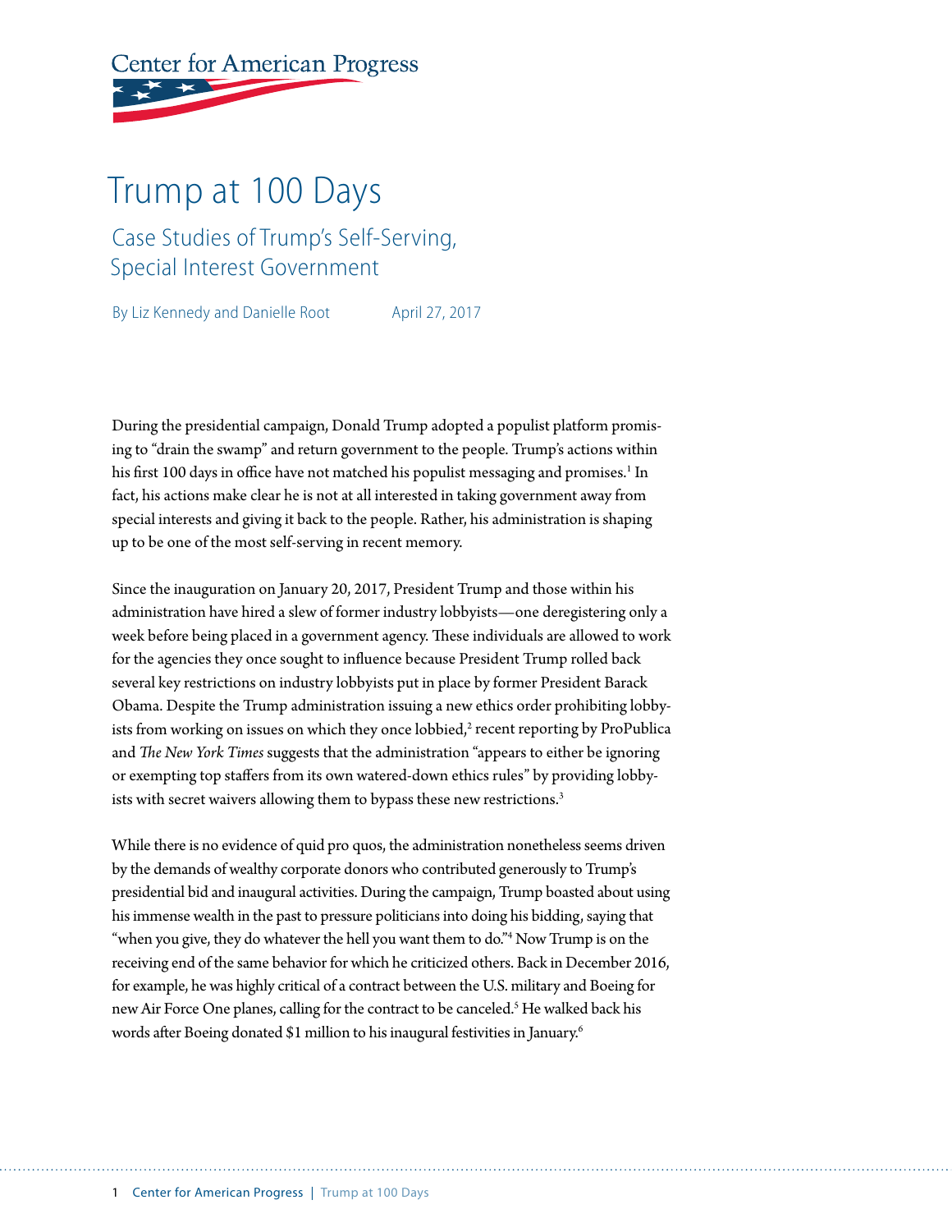Center for American Progress

# Trump at 100 Days

## Case Studies of Trump's Self-Serving, Special Interest Government

By Liz Kennedy and Danielle Root April 27, 2017

During the presidential campaign, Donald Trump adopted a populist platform promising to "drain the swamp" and return government to the people. Trump's actions within his first 100 days in office have not matched his populist messaging and promises.[1] In fact, his actions make clear he is not at all interested in taking government away from special interests and giving it back to the people. Rather, his administration is shaping up to be one of the most self-serving in recent memory.

Since the inauguration on January 20, 2017, President Trump and those within his administration have hired a slew of former industry lobbyists—one deregistering only a week before being placed in a government agency. These individuals are allowed to work for the agencies they once sought to influence because President Trump rolled back several key restrictions on industry lobbyists put in place by former President Barack Obama. Despite the Trump administration issuing a new ethics order prohibiting lobbyists from working on issues on which they once lobbied,[2] recent reporting by ProPublica and *The New York Times* suggests that the administration "appears to either be ignoring or exempting top staffers from its own watered-down ethics rules" by providing lobbyists with secret waivers allowing them to bypass these new restrictions.[3]

While there is no evidence of quid pro quos, the administration nonetheless seems driven by the demands of wealthy corporate donors who contributed generously to Trump's presidential bid and inaugural activities. During the campaign, Trump boasted about using his immense wealth in the past to pressure politicians into doing his bidding, saying that "when you give, they do whatever the hell you want them to do."[4] Now Trump is on the receiving end of the same behavior for which he criticized others. Back in December 2016, for example, he was highly critical of a contract between the U.S. military and Boeing for new Air Force One planes, calling for the contract to be canceled.[5] He walked back his words after Boeing donated $1 million to his inaugural festivities in January.[6]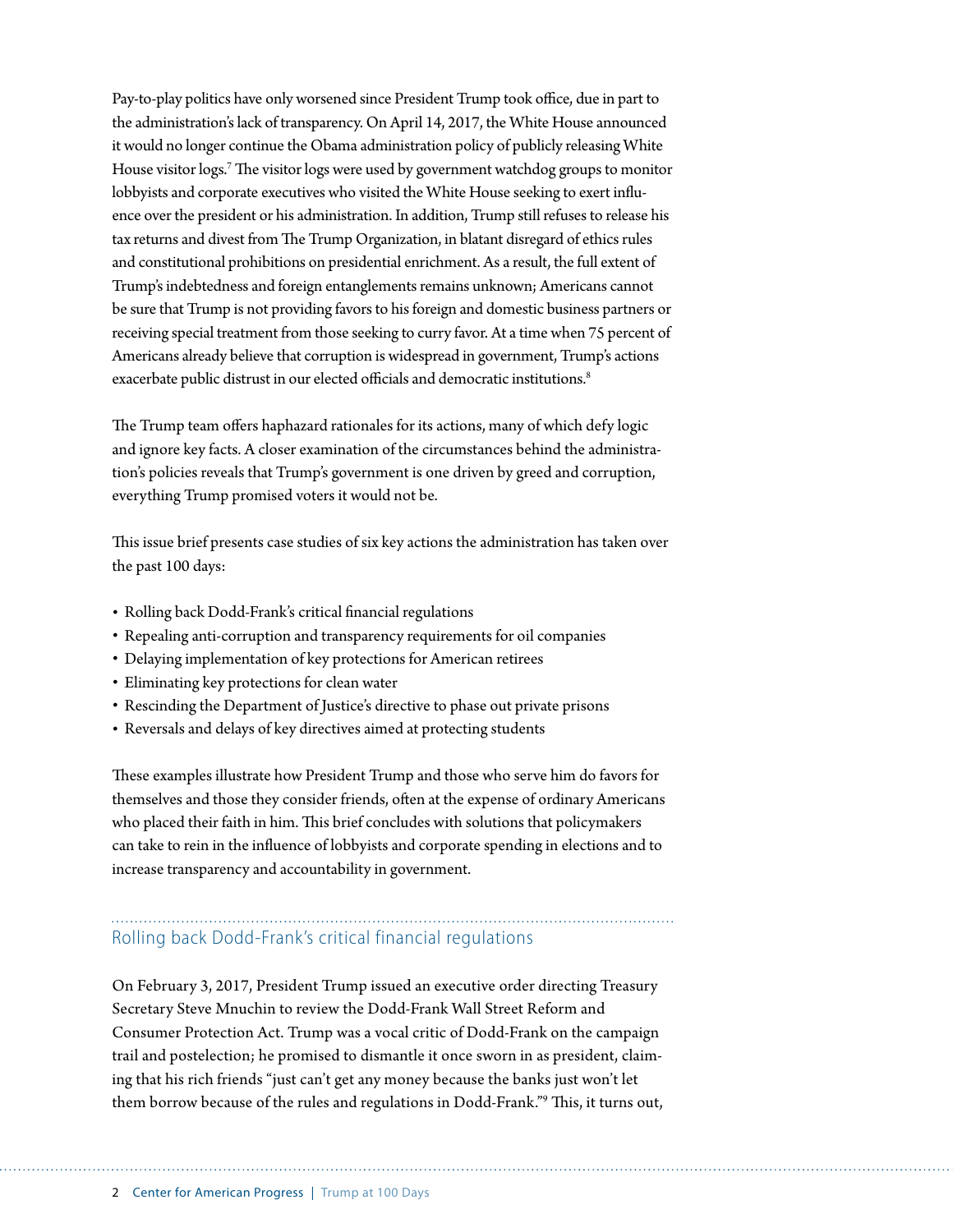Pay-to-play politics have only worsened since President Trump took office, due in part to the administration's lack of transparency. On April 14, 2017, the White House announced it would no longer continue the Obama administration policy of publicly releasing White House visitor logs.[7] The visitor logs were used by government watchdog groups to monitor lobbyists and corporate executives who visited the White House seeking to exert influence over the president or his administration. In addition, Trump still refuses to release his tax returns and divest from The Trump Organization, in blatant disregard of ethics rules and constitutional prohibitions on presidential enrichment. As a result, the full extent of Trump's indebtedness and foreign entanglements remains unknown; Americans cannot be sure that Trump is not providing favors to his foreign and domestic business partners or receiving special treatment from those seeking to curry favor. At a time when 75 percent of Americans already believe that corruption is widespread in government, Trump's actions exacerbate public distrust in our elected officials and democratic institutions.[8]

The Trump team offers haphazard rationales for its actions, many of which defy logic and ignore key facts. A closer examination of the circumstances behind the administration's policies reveals that Trump's government is one driven by greed and corruption, everything Trump promised voters it would not be.

This issue brief presents case studies of six key actions the administration has taken over the past 100 days:

- Rolling back Dodd-Frank's critical financial regulations
- Repealing anti-corruption and transparency requirements for oil companies
- Delaying implementation of key protections for American retirees
- Eliminating key protections for clean water
- Rescinding the Department of Justice's directive to phase out private prisons
- Reversals and delays of key directives aimed at protecting students

These examples illustrate how President Trump and those who serve him do favors for themselves and those they consider friends, often at the expense of ordinary Americans who placed their faith in him. This brief concludes with solutions that policymakers can take to rein in the influence of lobbyists and corporate spending in elections and to increase transparency and accountability in government.

## Rolling back Dodd-Frank's critical financial regulations

On February 3, 2017, President Trump issued an executive order directing Treasury Secretary Steve Mnuchin to review the Dodd-Frank Wall Street Reform and Consumer Protection Act. Trump was a vocal critic of Dodd-Frank on the campaign trail and postelection; he promised to dismantle it once sworn in as president, claiming that his rich friends "just can't get any money because the banks just won't let them borrow because of the rules and regulations in Dodd-Frank."[9] This, it turns out,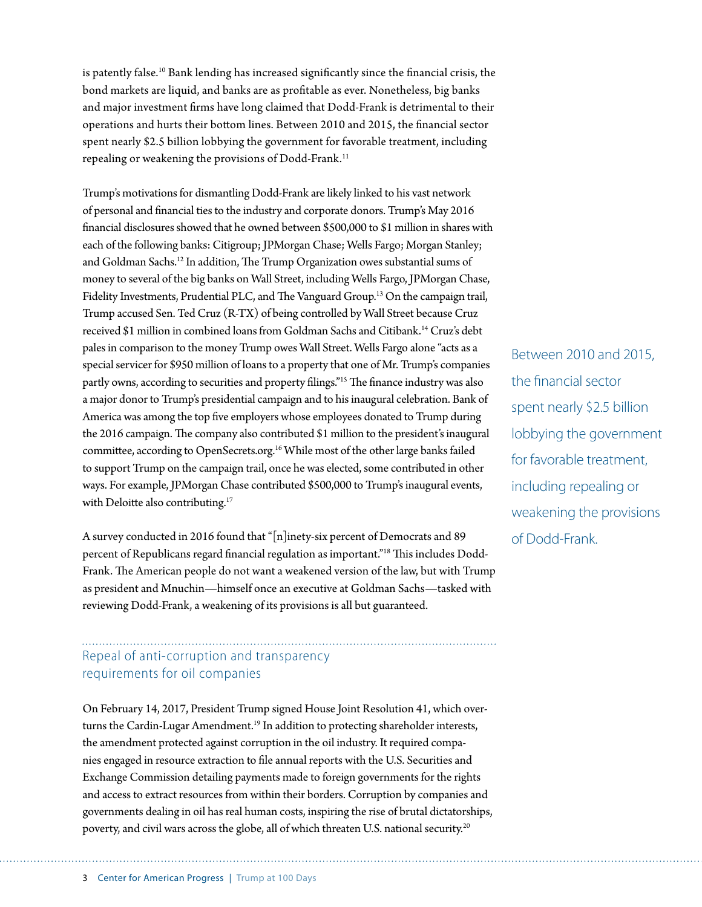is patently false.[10] Bank lending has increased significantly since the financial crisis, the bond markets are liquid, and banks are as profitable as ever. Nonetheless, big banks and major investment firms have long claimed that Dodd-Frank is detrimental to their operations and hurts their bottom lines. Between 2010 and 2015, the financial sector spent nearly $2.5 billion lobbying the government for favorable treatment, including repealing or weakening the provisions of Dodd-Frank.[11]

Trump's motivations for dismantling Dodd-Frank are likely linked to his vast network of personal and financial ties to the industry and corporate donors. Trump's May 2016 financial disclosures showed that he owned between $500,000 to $1 million in shares with each of the following banks: Citigroup; JPMorgan Chase; Wells Fargo; Morgan Stanley; and Goldman Sachs.[12] In addition, The Trump Organization owes substantial sums of money to several of the big banks on Wall Street, including Wells Fargo, JPMorgan Chase, Fidelity Investments, Prudential PLC, and The Vanguard Group.[13] On the campaign trail, Trump accused Sen. Ted Cruz (R-TX) of being controlled by Wall Street because Cruz received $1 million in combined loans from Goldman Sachs and Citibank.[14] Cruz's debt pales in comparison to the money Trump owes Wall Street. Wells Fargo alone "acts as a special servicer for $950 million of loans to a property that one of Mr. Trump's companies partly owns, according to securities and property filings."[15] The finance industry was also a major donor to Trump's presidential campaign and to his inaugural celebration. Bank of America was among the top five employers whose employees donated to Trump during the 2016 campaign. The company also contributed $1 million to the president's inaugural committee, according to OpenSecrets.org.[16] While most of the other large banks failed to support Trump on the campaign trail, once he was elected, some contributed in other ways. For example, JPMorgan Chase contributed $500,000 to Trump's inaugural events, with Deloitte also contributing.[17]

> Between 2010 and 2015, the financial sector spent nearly $2.5 billion lobbying the government for favorable treatment, including repealing or weakening the provisions of Dodd-Frank.

A survey conducted in 2016 found that "[n]inety-six percent of Democrats and 89 percent of Republicans regard financial regulation as important."[18] This includes Dodd-Frank. The American people do not want a weakened version of the law, but with Trump as president and Mnuchin—himself once an executive at Goldman Sachs—tasked with reviewing Dodd-Frank, a weakening of its provisions is all but guaranteed.

## Repeal of anti-corruption and transparency requirements for oil companies

On February 14, 2017, President Trump signed House Joint Resolution 41, which overturns the Cardin-Lugar Amendment.[19] In addition to protecting shareholder interests, the amendment protected against corruption in the oil industry. It required companies engaged in resource extraction to file annual reports with the U.S. Securities and Exchange Commission detailing payments made to foreign governments for the rights and access to extract resources from within their borders. Corruption by companies and governments dealing in oil has real human costs, inspiring the rise of brutal dictatorships, poverty, and civil wars across the globe, all of which threaten U.S. national security.[20]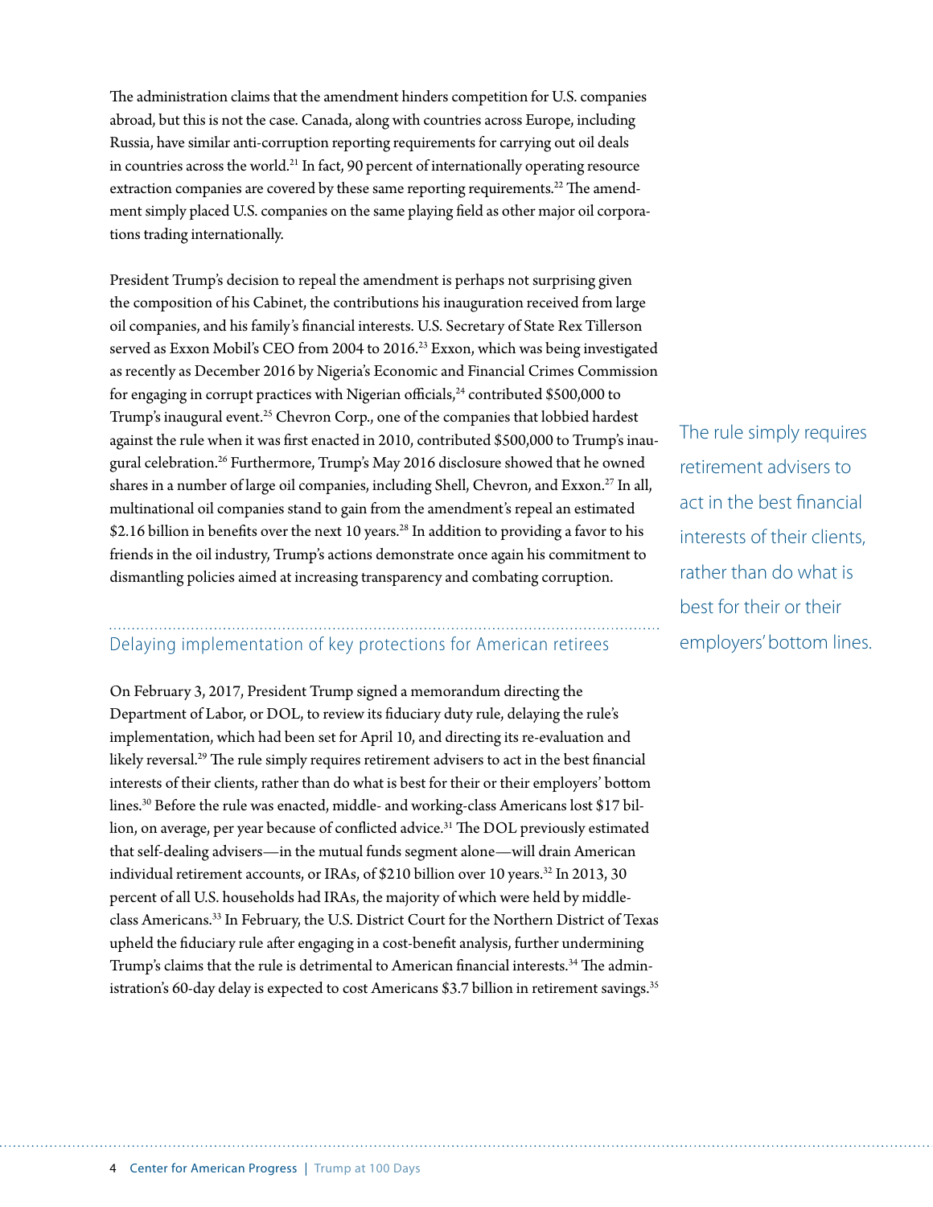The administration claims that the amendment hinders competition for U.S. companies abroad, but this is not the case. Canada, along with countries across Europe, including Russia, have similar anti-corruption reporting requirements for carrying out oil deals in countries across the world.[21] In fact, 90 percent of internationally operating resource extraction companies are covered by these same reporting requirements.[22] The amendment simply placed U.S. companies on the same playing field as other major oil corporations trading internationally.

President Trump's decision to repeal the amendment is perhaps not surprising given the composition of his Cabinet, the contributions his inauguration received from large oil companies, and his family's financial interests. U.S. Secretary of State Rex Tillerson served as Exxon Mobil's CEO from 2004 to 2016.[23] Exxon, which was being investigated as recently as December 2016 by Nigeria's Economic and Financial Crimes Commission for engaging in corrupt practices with Nigerian officials,[24] contributed $500,000 to Trump's inaugural event.[25] Chevron Corp., one of the companies that lobbied hardest against the rule when it was first enacted in 2010, contributed $500,000 to Trump's inaugural celebration.[26] Furthermore, Trump's May 2016 disclosure showed that he owned shares in a number of large oil companies, including Shell, Chevron, and Exxon.[27] In all, multinational oil companies stand to gain from the amendment's repeal an estimated $2.16 billion in benefits over the next 10 years.[28] In addition to providing a favor to his friends in the oil industry, Trump's actions demonstrate once again his commitment to dismantling policies aimed at increasing transparency and combating corruption.

## Delaying implementation of key protections for American retirees

On February 3, 2017, President Trump signed a memorandum directing the Department of Labor, or DOL, to review its fiduciary duty rule, delaying the rule's implementation, which had been set for April 10, and directing its re-evaluation and likely reversal.[29] The rule simply requires retirement advisers to act in the best financial interests of their clients, rather than do what is best for their or their employers' bottom lines.[30] Before the rule was enacted, middle- and working-class Americans lost $17 billion, on average, per year because of conflicted advice.[31] The DOL previously estimated that self-dealing advisers—in the mutual funds segment alone—will drain American individual retirement accounts, or IRAs, of $210 billion over 10 years.[32] In 2013, 30 percent of all U.S. households had IRAs, the majority of which were held by middle-class Americans.[33] In February, the U.S. District Court for the Northern District of Texas upheld the fiduciary rule after engaging in a cost-benefit analysis, further undermining Trump's claims that the rule is detrimental to American financial interests.[34] The administration's 60-day delay is expected to cost Americans $3.7 billion in retirement savings.[35]

> The rule simply requires retirement advisers to act in the best financial interests of their clients, rather than do what is best for their or their employers' bottom lines.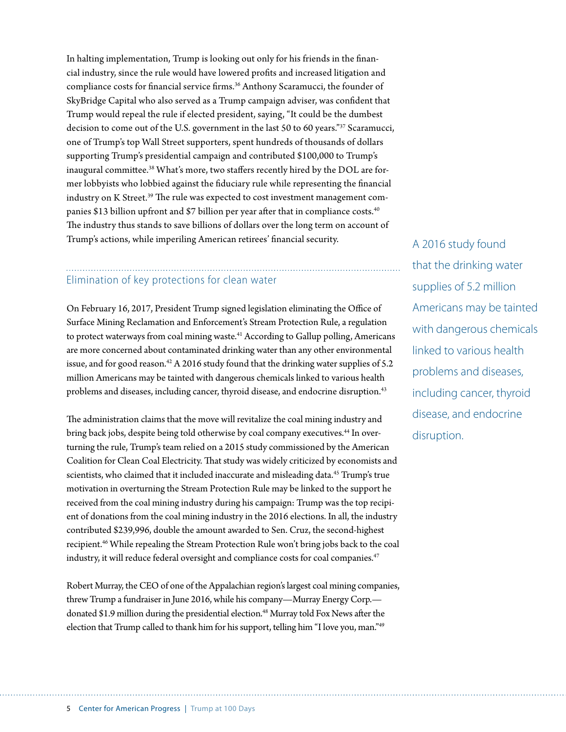In halting implementation, Trump is looking out only for his friends in the financial industry, since the rule would have lowered profits and increased litigation and compliance costs for financial service firms.[36] Anthony Scaramucci, the founder of SkyBridge Capital who also served as a Trump campaign adviser, was confident that Trump would repeal the rule if elected president, saying, "It could be the dumbest decision to come out of the U.S. government in the last 50 to 60 years."[37] Scaramucci, one of Trump's top Wall Street supporters, spent hundreds of thousands of dollars supporting Trump's presidential campaign and contributed $100,000 to Trump's inaugural committee.[38] What's more, two staffers recently hired by the DOL are former lobbyists who lobbied against the fiduciary rule while representing the financial industry on K Street.[39] The rule was expected to cost investment management companies $13 billion upfront and $7 billion per year after that in compliance costs.[40] The industry thus stands to save billions of dollars over the long term on account of Trump's actions, while imperiling American retirees' financial security.

## Elimination of key protections for clean water

On February 16, 2017, President Trump signed legislation eliminating the Office of Surface Mining Reclamation and Enforcement's Stream Protection Rule, a regulation to protect waterways from coal mining waste.[41] According to Gallup polling, Americans are more concerned about contaminated drinking water than any other environmental issue, and for good reason.[42] A 2016 study found that the drinking water supplies of 5.2 million Americans may be tainted with dangerous chemicals linked to various health problems and diseases, including cancer, thyroid disease, and endocrine disruption.[43]

> A 2016 study found that the drinking water supplies of 5.2 million Americans may be tainted with dangerous chemicals linked to various health problems and diseases, including cancer, thyroid disease, and endocrine disruption.

The administration claims that the move will revitalize the coal mining industry and bring back jobs, despite being told otherwise by coal company executives.[44] In overturning the rule, Trump's team relied on a 2015 study commissioned by the American Coalition for Clean Coal Electricity. That study was widely criticized by economists and scientists, who claimed that it included inaccurate and misleading data.[45] Trump's true motivation in overturning the Stream Protection Rule may be linked to the support he received from the coal mining industry during his campaign: Trump was the top recipient of donations from the coal mining industry in the 2016 elections. In all, the industry contributed $239,996, double the amount awarded to Sen. Cruz, the second-highest recipient.[46] While repealing the Stream Protection Rule won't bring jobs back to the coal industry, it will reduce federal oversight and compliance costs for coal companies.[47]

Robert Murray, the CEO of one of the Appalachian region's largest coal mining companies, threw Trump a fundraiser in June 2016, while his company—Murray Energy Corp.—donated $1.9 million during the presidential election.[48] Murray told Fox News after the election that Trump called to thank him for his support, telling him "I love you, man."[49]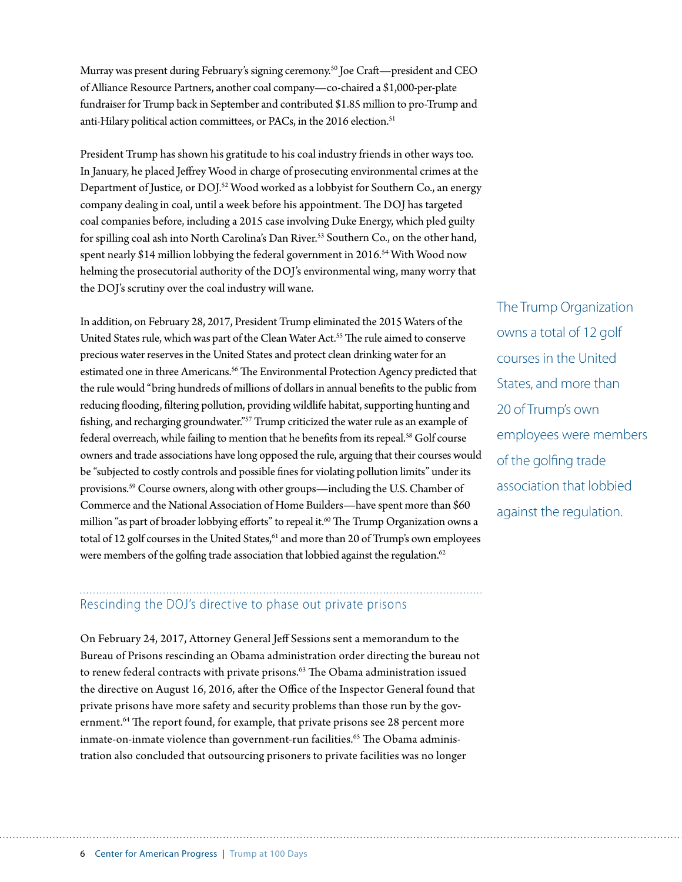Murray was present during February's signing ceremony.[50] Joe Craft—president and CEO of Alliance Resource Partners, another coal company—co-chaired a $1,000-per-plate fundraiser for Trump back in September and contributed $1.85 million to pro-Trump and anti-Hilary political action committees, or PACs, in the 2016 election.[51]

President Trump has shown his gratitude to his coal industry friends in other ways too. In January, he placed Jeffrey Wood in charge of prosecuting environmental crimes at the Department of Justice, or DOJ.[52] Wood worked as a lobbyist for Southern Co., an energy company dealing in coal, until a week before his appointment. The DOJ has targeted coal companies before, including a 2015 case involving Duke Energy, which pled guilty for spilling coal ash into North Carolina's Dan River.[53] Southern Co., on the other hand, spent nearly $14 million lobbying the federal government in 2016.[54] With Wood now helming the prosecutorial authority of the DOJ's environmental wing, many worry that the DOJ's scrutiny over the coal industry will wane.

In addition, on February 28, 2017, President Trump eliminated the 2015 Waters of the United States rule, which was part of the Clean Water Act.[55] The rule aimed to conserve precious water reserves in the United States and protect clean drinking water for an estimated one in three Americans.[56] The Environmental Protection Agency predicted that the rule would "bring hundreds of millions of dollars in annual benefits to the public from reducing flooding, filtering pollution, providing wildlife habitat, supporting hunting and fishing, and recharging groundwater."[57] Trump criticized the water rule as an example of federal overreach, while failing to mention that he benefits from its repeal.[58] Golf course owners and trade associations have long opposed the rule, arguing that their courses would be "subjected to costly controls and possible fines for violating pollution limits" under its provisions.[59] Course owners, along with other groups—including the U.S. Chamber of Commerce and the National Association of Home Builders—have spent more than $60 million "as part of broader lobbying efforts" to repeal it.[60] The Trump Organization owns a total of 12 golf courses in the United States,[61] and more than 20 of Trump's own employees were members of the golfing trade association that lobbied against the regulation.[62]

> The Trump Organization owns a total of 12 golf courses in the United States, and more than 20 of Trump's own employees were members of the golfing trade association that lobbied against the regulation.

## Rescinding the DOJ's directive to phase out private prisons

On February 24, 2017, Attorney General Jeff Sessions sent a memorandum to the Bureau of Prisons rescinding an Obama administration order directing the bureau not to renew federal contracts with private prisons.[63] The Obama administration issued the directive on August 16, 2016, after the Office of the Inspector General found that private prisons have more safety and security problems than those run by the government.[64] The report found, for example, that private prisons see 28 percent more inmate-on-inmate violence than government-run facilities.[65] The Obama administration also concluded that outsourcing prisoners to private facilities was no longer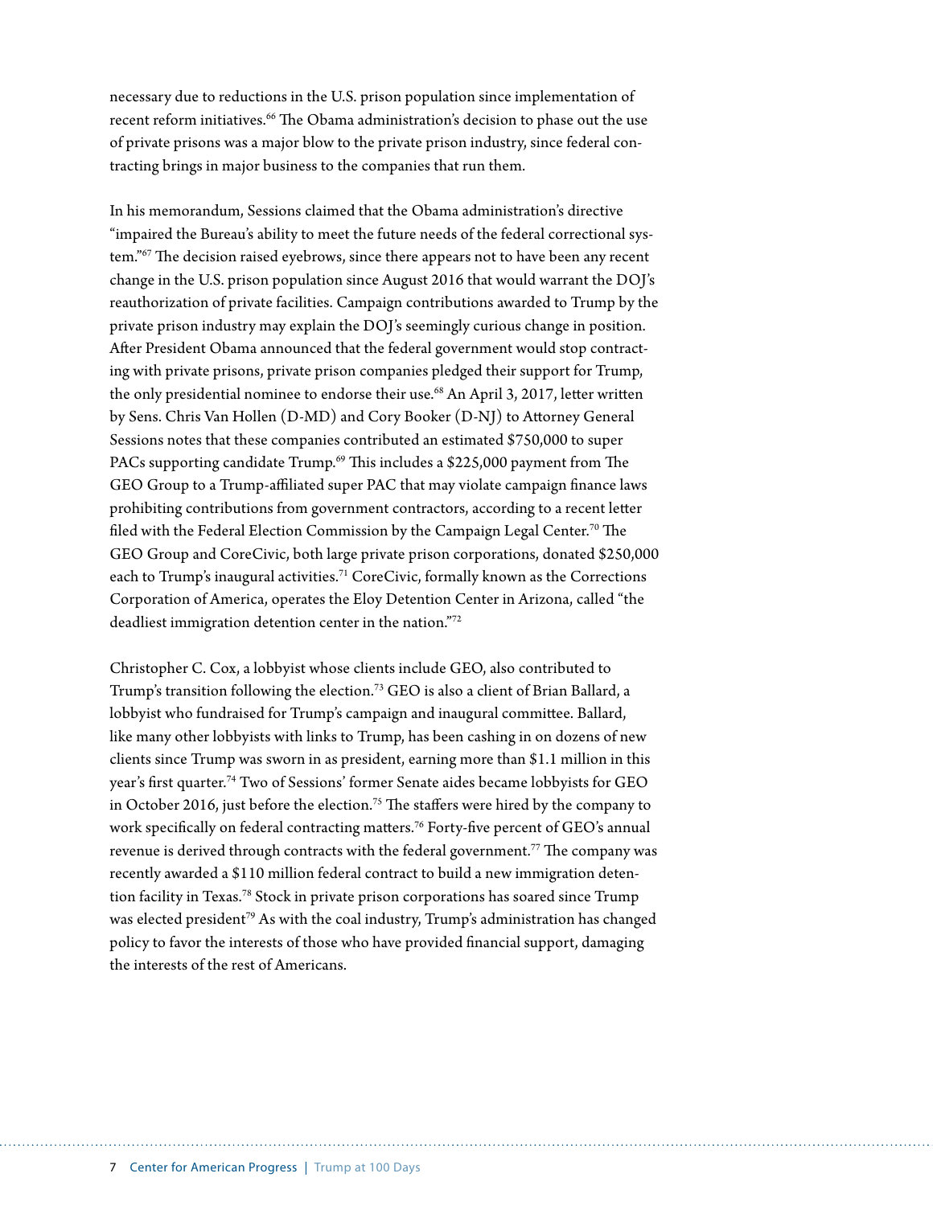necessary due to reductions in the U.S. prison population since implementation of recent reform initiatives.[66] The Obama administration's decision to phase out the use of private prisons was a major blow to the private prison industry, since federal contracting brings in major business to the companies that run them.

In his memorandum, Sessions claimed that the Obama administration's directive "impaired the Bureau's ability to meet the future needs of the federal correctional system."[67] The decision raised eyebrows, since there appears not to have been any recent change in the U.S. prison population since August 2016 that would warrant the DOJ's reauthorization of private facilities. Campaign contributions awarded to Trump by the private prison industry may explain the DOJ's seemingly curious change in position. After President Obama announced that the federal government would stop contracting with private prisons, private prison companies pledged their support for Trump, the only presidential nominee to endorse their use.[68] An April 3, 2017, letter written by Sens. Chris Van Hollen (D-MD) and Cory Booker (D-NJ) to Attorney General Sessions notes that these companies contributed an estimated $750,000 to super PACs supporting candidate Trump.[69] This includes a $225,000 payment from The GEO Group to a Trump-affiliated super PAC that may violate campaign finance laws prohibiting contributions from government contractors, according to a recent letter filed with the Federal Election Commission by the Campaign Legal Center.[70] The GEO Group and CoreCivic, both large private prison corporations, donated $250,000 each to Trump's inaugural activities.[71] CoreCivic, formally known as the Corrections Corporation of America, operates the Eloy Detention Center in Arizona, called "the deadliest immigration detention center in the nation."[72]

Christopher C. Cox, a lobbyist whose clients include GEO, also contributed to Trump's transition following the election.[73] GEO is also a client of Brian Ballard, a lobbyist who fundraised for Trump's campaign and inaugural committee. Ballard, like many other lobbyists with links to Trump, has been cashing in on dozens of new clients since Trump was sworn in as president, earning more than $1.1 million in this year's first quarter.[74] Two of Sessions' former Senate aides became lobbyists for GEO in October 2016, just before the election.[75] The staffers were hired by the company to work specifically on federal contracting matters.[76] Forty-five percent of GEO's annual revenue is derived through contracts with the federal government.[77] The company was recently awarded a $110 million federal contract to build a new immigration detention facility in Texas.[78] Stock in private prison corporations has soared since Trump was elected president[79] As with the coal industry, Trump's administration has changed policy to favor the interests of those who have provided financial support, damaging the interests of the rest of Americans.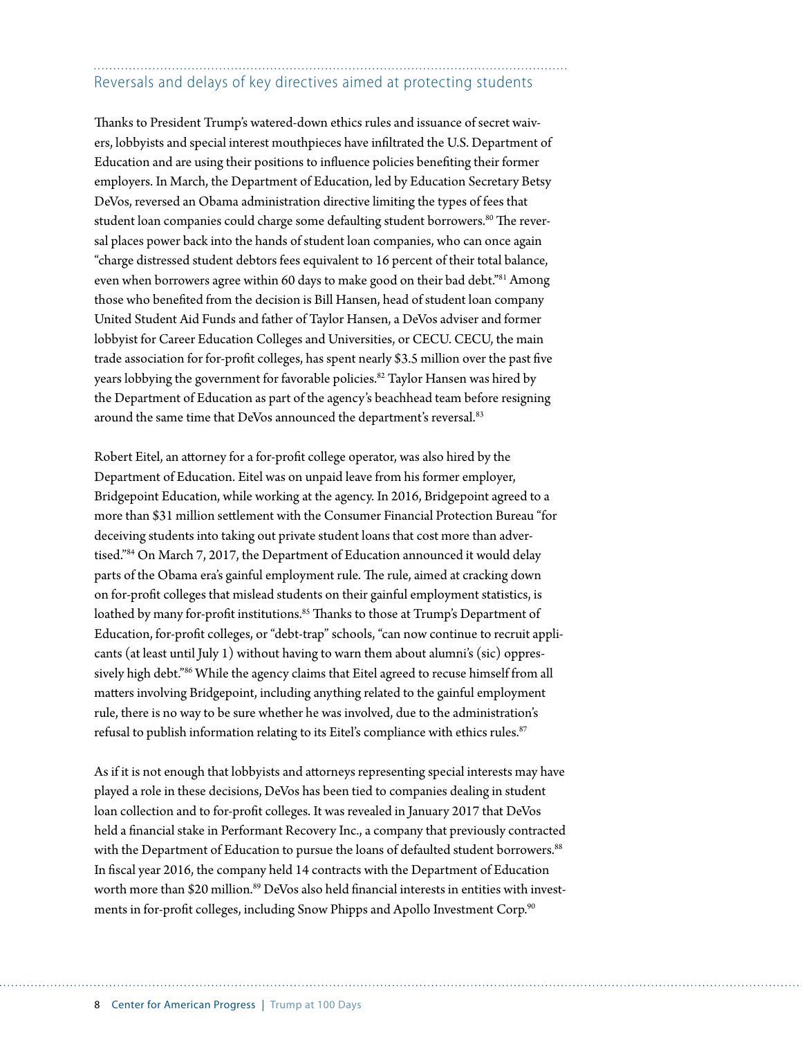## Reversals and delays of key directives aimed at protecting students

Thanks to President Trump's watered-down ethics rules and issuance of secret waivers, lobbyists and special interest mouthpieces have infiltrated the U.S. Department of Education and are using their positions to influence policies benefiting their former employers. In March, the Department of Education, led by Education Secretary Betsy DeVos, reversed an Obama administration directive limiting the types of fees that student loan companies could charge some defaulting student borrowers.[80] The reversal places power back into the hands of student loan companies, who can once again "charge distressed student debtors fees equivalent to 16 percent of their total balance, even when borrowers agree within 60 days to make good on their bad debt."[81] Among those who benefited from the decision is Bill Hansen, head of student loan company United Student Aid Funds and father of Taylor Hansen, a DeVos adviser and former lobbyist for Career Education Colleges and Universities, or CECU. CECU, the main trade association for for-profit colleges, has spent nearly $3.5 million over the past five years lobbying the government for favorable policies.[82] Taylor Hansen was hired by the Department of Education as part of the agency's beachhead team before resigning around the same time that DeVos announced the department's reversal.[83]

Robert Eitel, an attorney for a for-profit college operator, was also hired by the Department of Education. Eitel was on unpaid leave from his former employer, Bridgepoint Education, while working at the agency. In 2016, Bridgepoint agreed to a more than $31 million settlement with the Consumer Financial Protection Bureau "for deceiving students into taking out private student loans that cost more than advertised."[84] On March 7, 2017, the Department of Education announced it would delay parts of the Obama era's gainful employment rule. The rule, aimed at cracking down on for-profit colleges that mislead students on their gainful employment statistics, is loathed by many for-profit institutions.[85] Thanks to those at Trump's Department of Education, for-profit colleges, or "debt-trap" schools, "can now continue to recruit applicants (at least until July 1) without having to warn them about alumni's (sic) oppressively high debt."[86] While the agency claims that Eitel agreed to recuse himself from all matters involving Bridgepoint, including anything related to the gainful employment rule, there is no way to be sure whether he was involved, due to the administration's refusal to publish information relating to its Eitel's compliance with ethics rules.[87]

As if it is not enough that lobbyists and attorneys representing special interests may have played a role in these decisions, DeVos has been tied to companies dealing in student loan collection and to for-profit colleges. It was revealed in January 2017 that DeVos held a financial stake in Performant Recovery Inc., a company that previously contracted with the Department of Education to pursue the loans of defaulted student borrowers.[88] In fiscal year 2016, the company held 14 contracts with the Department of Education worth more than $20 million.[89] DeVos also held financial interests in entities with investments in for-profit colleges, including Snow Phipps and Apollo Investment Corp.[90]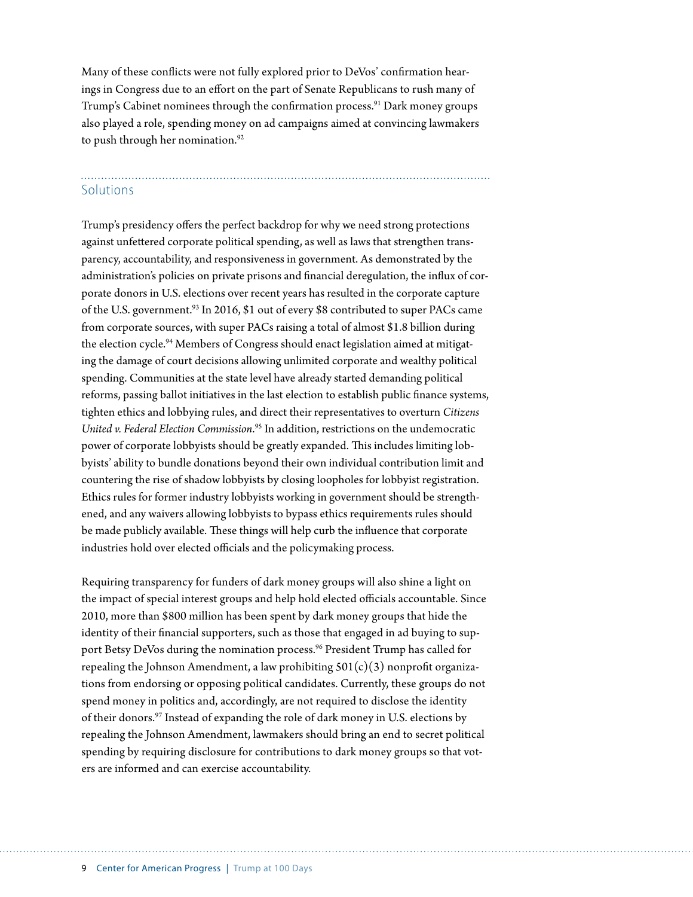Many of these conflicts were not fully explored prior to DeVos' confirmation hearings in Congress due to an effort on the part of Senate Republicans to rush many of Trump's Cabinet nominees through the confirmation process.[91] Dark money groups also played a role, spending money on ad campaigns aimed at convincing lawmakers to push through her nomination.[92]

## Solutions

Trump's presidency offers the perfect backdrop for why we need strong protections against unfettered corporate political spending, as well as laws that strengthen transparency, accountability, and responsiveness in government. As demonstrated by the administration's policies on private prisons and financial deregulation, the influx of corporate donors in U.S. elections over recent years has resulted in the corporate capture of the U.S. government.[93] In 2016, $1 out of every $8 contributed to super PACs came from corporate sources, with super PACs raising a total of almost $1.8 billion during the election cycle.[94] Members of Congress should enact legislation aimed at mitigating the damage of court decisions allowing unlimited corporate and wealthy political spending. Communities at the state level have already started demanding political reforms, passing ballot initiatives in the last election to establish public finance systems, tighten ethics and lobbying rules, and direct their representatives to overturn *Citizens United v. Federal Election Commission*.[95] In addition, restrictions on the undemocratic power of corporate lobbyists should be greatly expanded. This includes limiting lobbyists' ability to bundle donations beyond their own individual contribution limit and countering the rise of shadow lobbyists by closing loopholes for lobbyist registration. Ethics rules for former industry lobbyists working in government should be strengthened, and any waivers allowing lobbyists to bypass ethics requirements rules should be made publicly available. These things will help curb the influence that corporate industries hold over elected officials and the policymaking process.

Requiring transparency for funders of dark money groups will also shine a light on the impact of special interest groups and help hold elected officials accountable. Since 2010, more than $800 million has been spent by dark money groups that hide the identity of their financial supporters, such as those that engaged in ad buying to support Betsy DeVos during the nomination process.[96] President Trump has called for repealing the Johnson Amendment, a law prohibiting 501(c)(3) nonprofit organizations from endorsing or opposing political candidates. Currently, these groups do not spend money in politics and, accordingly, are not required to disclose the identity of their donors.[97] Instead of expanding the role of dark money in U.S. elections by repealing the Johnson Amendment, lawmakers should bring an end to secret political spending by requiring disclosure for contributions to dark money groups so that voters are informed and can exercise accountability.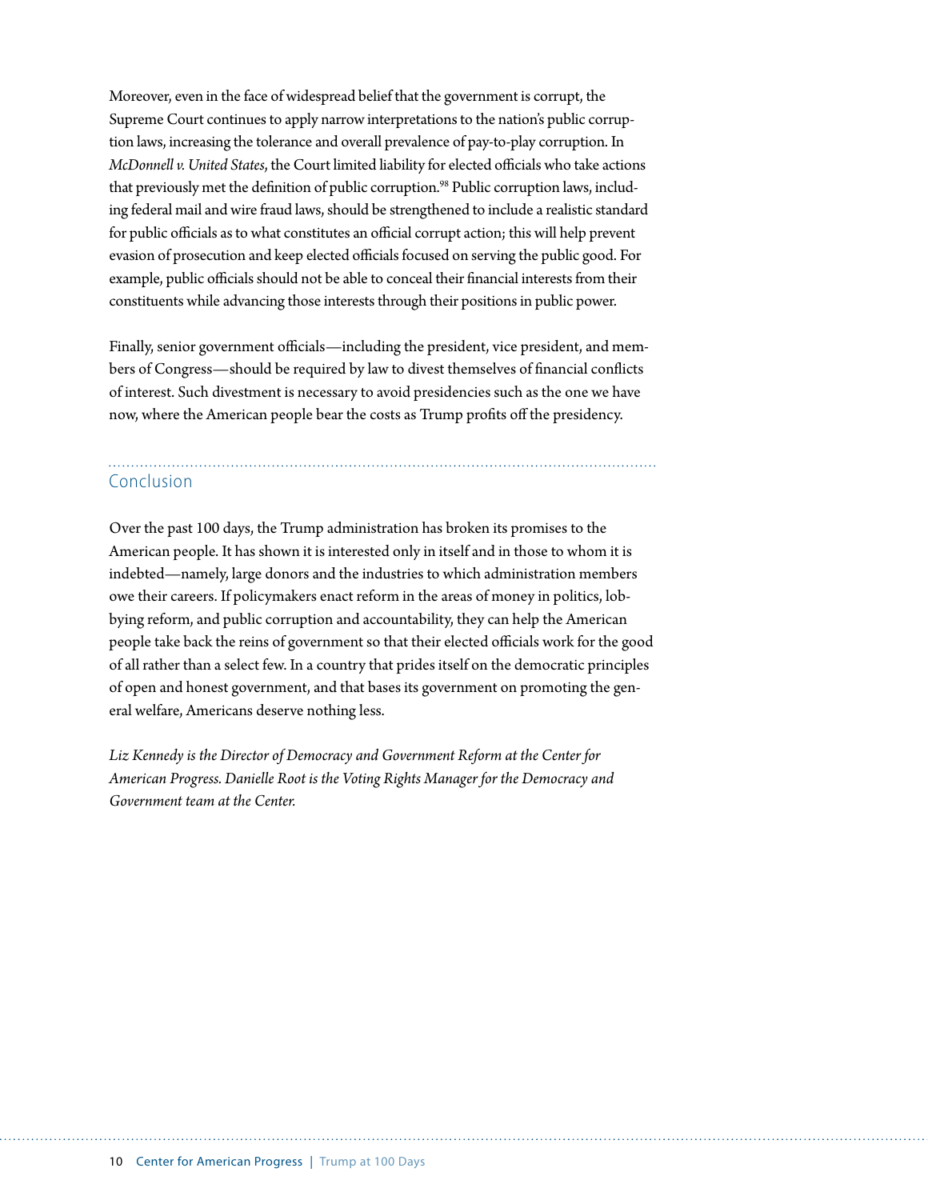Moreover, even in the face of widespread belief that the government is corrupt, the Supreme Court continues to apply narrow interpretations to the nation's public corruption laws, increasing the tolerance and overall prevalence of pay-to-play corruption. In *McDonnell v. United States*, the Court limited liability for elected officials who take actions that previously met the definition of public corruption.[98] Public corruption laws, including federal mail and wire fraud laws, should be strengthened to include a realistic standard for public officials as to what constitutes an official corrupt action; this will help prevent evasion of prosecution and keep elected officials focused on serving the public good. For example, public officials should not be able to conceal their financial interests from their constituents while advancing those interests through their positions in public power.

Finally, senior government officials—including the president, vice president, and members of Congress—should be required by law to divest themselves of financial conflicts of interest. Such divestment is necessary to avoid presidencies such as the one we have now, where the American people bear the costs as Trump profits off the presidency.

## Conclusion

Over the past 100 days, the Trump administration has broken its promises to the American people. It has shown it is interested only in itself and in those to whom it is indebted—namely, large donors and the industries to which administration members owe their careers. If policymakers enact reform in the areas of money in politics, lobbying reform, and public corruption and accountability, they can help the American people take back the reins of government so that their elected officials work for the good of all rather than a select few. In a country that prides itself on the democratic principles of open and honest government, and that bases its government on promoting the general welfare, Americans deserve nothing less.

*Liz Kennedy is the Director of Democracy and Government Reform at the Center for American Progress. Danielle Root is the Voting Rights Manager for the Democracy and Government team at the Center.*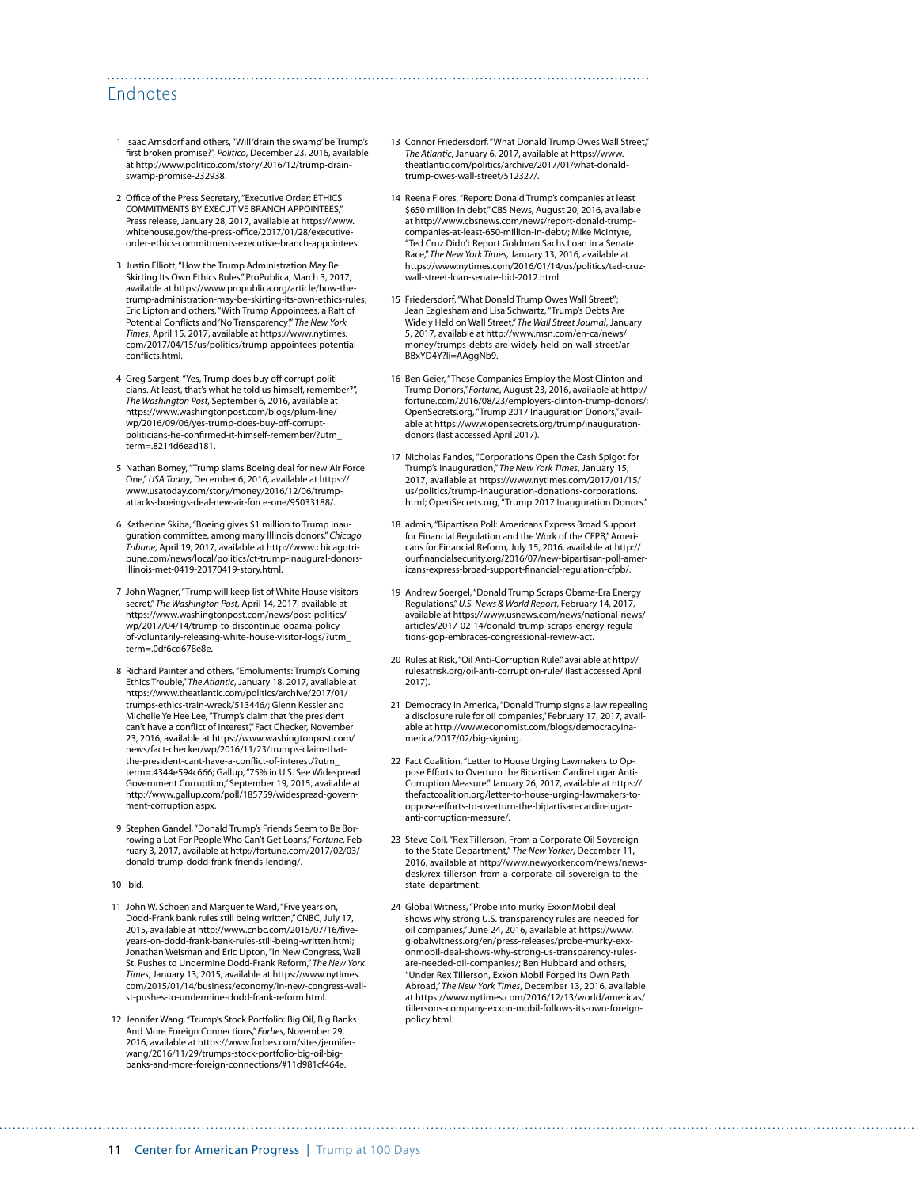## Endnotes

1. Isaac Arnsdorf and others, "Will 'drain the swamp' be Trump's first broken promise?", *Politico*, December 23, 2016, available at http://www.politico.com/story/2016/12/trump-drain-swamp-promise-232938.

2. Office of the Press Secretary, "Executive Order: ETHICS COMMITMENTS BY EXECUTIVE BRANCH APPOINTEES," Press release, January 28, 2017, available at https://www.whitehouse.gov/the-press-office/2017/01/28/executive-order-ethics-commitments-executive-branch-appointees.

3. Justin Elliott, "How the Trump Administration May Be Skirting Its Own Ethics Rules," ProPublica, March 3, 2017, available at https://www.propublica.org/article/how-the-trump-administration-may-be-skirting-its-own-ethics-rules; Eric Lipton and others, "With Trump Appointees, a Raft of Potential Conflicts and 'No Transparency'," *The New York Times*, April 15, 2017, available at https://www.nytimes.com/2017/04/15/us/politics/trump-appointees-potential-conflicts.html.

4. Greg Sargent, "Yes, Trump does buy off corrupt politicians. At least, that's what he told us himself, remember?", *The Washington Post*, September 6, 2016, available at https://www.washingtonpost.com/blogs/plum-line/wp/2016/09/06/yes-trump-does-buy-off-corrupt-politicians-he-confirmed-it-himself-remember/?utm_term=.8214d6ead181.

5. Nathan Bomey, "Trump slams Boeing deal for new Air Force One," *USA Today*, December 6, 2016, available at https://www.usatoday.com/story/money/2016/12/06/trump-attacks-boeings-deal-new-air-force-one/95033188/.

6. Katherine Skiba, "Boeing gives $1 million to Trump inauguration committee, among many Illinois donors," *Chicago Tribune*, April 19, 2017, available at http://www.chicagotribune.com/news/local/politics/ct-trump-inaugural-donors-illinois-met-0419-20170419-story.html.

7. John Wagner, "Trump will keep list of White House visitors secret," *The Washington Post*, April 14, 2017, available at https://www.washingtonpost.com/news/post-politics/wp/2017/04/14/trump-to-discontinue-obama-policy-of-voluntarily-releasing-white-house-visitor-logs/?utm_term=.0df6cd678e8e.

8. Richard Painter and others, "Emoluments: Trump's Coming Ethics Trouble," *The Atlantic*, January 18, 2017, available at https://www.theatlantic.com/politics/archive/2017/01/trumps-ethics-train-wreck/513446/; Glenn Kessler and Michelle Ye Hee Lee, "Trump's claim that 'the president can't have a conflict of interest'," Fact Checker, November 23, 2016, available at https://www.washingtonpost.com/news/fact-checker/wp/2016/11/23/trumps-claim-that-the-president-cant-have-a-conflict-of-interest/?utm_term=.4344e594c666; Gallup, "75% in U.S. See Widespread Government Corruption," September 19, 2015, available at http://www.gallup.com/poll/185759/widespread-government-corruption.aspx.

9. Stephen Gandel, "Donald Trump's Friends Seem to Be Borrowing a Lot For People Who Can't Get Loans," *Fortune*, February 3, 2017, available at http://fortune.com/2017/02/03/donald-trump-dodd-frank-friends-lending/.

10. Ibid.

11. John W. Schoen and Marguerite Ward, "Five years on, Dodd-Frank bank rules still being written," CNBC, July 17, 2015, available at http://www.cnbc.com/2015/07/16/five-years-on-dodd-frank-bank-rules-still-being-written.html; Jonathan Weisman and Eric Lipton, "In New Congress, Wall St. Pushes to Undermine Dodd-Frank Reform," *The New York Times*, January 13, 2015, available at https://www.nytimes.com/2015/01/14/business/economy/in-new-congress-wall-st-pushes-to-undermine-dodd-frank-reform.html.

12. Jennifer Wang, "Trump's Stock Portfolio: Big Oil, Big Banks And More Foreign Connections," *Forbes*, November 29, 2016, available at https://www.forbes.com/sites/jenniferwang/2016/11/29/trumps-stock-portfolio-big-oil-big-banks-and-more-foreign-connections/#11d981cf464e.

13. Connor Friedersdorf, "What Donald Trump Owes Wall Street," *The Atlantic*, January 6, 2017, available at https://www.theatlantic.com/politics/archive/2017/01/what-donald-trump-owes-wall-street/512327/.

14. Reena Flores, "Report: Donald Trump's companies at least $650 million in debt," CBS News, August 20, 2016, available at http://www.cbsnews.com/news/report-donald-trump-companies-at-least-650-million-in-debt/; Mike McIntyre, "Ted Cruz Didn't Report Goldman Sachs Loan in a Senate Race," *The New York Times*, January 13, 2016, available at https://www.nytimes.com/2016/01/14/us/politics/ted-cruz-wall-street-loan-senate-bid-2012.html.

15. Friedersdorf, "What Donald Trump Owes Wall Street"; Jean Eaglesham and Lisa Schwartz, "Trump's Debts Are Widely Held on Wall Street," *The Wall Street Journal*, January 5, 2017, available at http://www.msn.com/en-ca/news/money/trumps-debts-are-widely-held-on-wall-street/ar-BBxYD4Y?li=AAggNb9.

16. Ben Geier, "These Companies Employ the Most Clinton and Trump Donors," *Fortune*, August 23, 2016, available at http://fortune.com/2016/08/23/employers-clinton-trump-donors/; OpenSecrets.org, "Trump 2017 Inauguration Donors," available at https://www.opensecrets.org/trump/inauguration-donors (last accessed April 2017).

17. Nicholas Fandos, "Corporations Open the Cash Spigot for Trump's Inauguration," *The New York Times*, January 15, 2017, available at https://www.nytimes.com/2017/01/15/us/politics/trump-inauguration-donations-corporations.html; OpenSecrets.org, "Trump 2017 Inauguration Donors."

18. admin, "Bipartisan Poll: Americans Express Broad Support for Financial Regulation and the Work of the CFPB," Americans for Financial Reform, July 15, 2016, available at http://ourfinancialsecurity.org/2016/07/new-bipartisan-poll-americans-express-broad-support-financial-regulation-cfpb/.

19. Andrew Soergel, "Donald Trump Scraps Obama-Era Energy Regulations," *U.S. News & World Report*, February 14, 2017, available at https://www.usnews.com/news/national-news/articles/2017-02-14/donald-trump-scraps-energy-regulations-gop-embraces-congressional-review-act.

20. Rules at Risk, "Oil Anti-Corruption Rule," available at http://rulesatrisk.org/oil-anti-corruption-rule/ (last accessed April 2017).

21. Democracy in America, "Donald Trump signs a law repealing a disclosure rule for oil companies," February 17, 2017, available at http://www.economist.com/blogs/democracyinamerica/2017/02/big-signing.

22. Fact Coalition, "Letter to House Urging Lawmakers to Oppose Efforts to Overturn the Bipartisan Cardin-Lugar Anti-Corruption Measure," January 26, 2017, available at https://thefactcoalition.org/letter-to-house-urging-lawmakers-to-oppose-efforts-to-overturn-the-bipartisan-cardin-lugar-anti-corruption-measure/.

23. Steve Coll, "Rex Tillerson, From a Corporate Oil Sovereign to the State Department," *The New Yorker*, December 11, 2016, available at http://www.newyorker.com/news/news-desk/rex-tillerson-from-a-corporate-oil-sovereign-to-the-state-department.

24. Global Witness, "Probe into murky ExxonMobil deal shows why strong U.S. transparency rules are needed for oil companies," June 24, 2016, available at https://www.globalwitness.org/en/press-releases/probe-murky-exxonmobil-deal-shows-why-strong-us-transparency-rules-are-needed-oil-companies/; Ben Hubbard and others, "Under Rex Tillerson, Exxon Mobil Forged Its Own Path Abroad," *The New York Times*, December 13, 2016, available at https://www.nytimes.com/2016/12/13/world/americas/tillersons-company-exxon-mobil-follows-its-own-foreign-policy.html.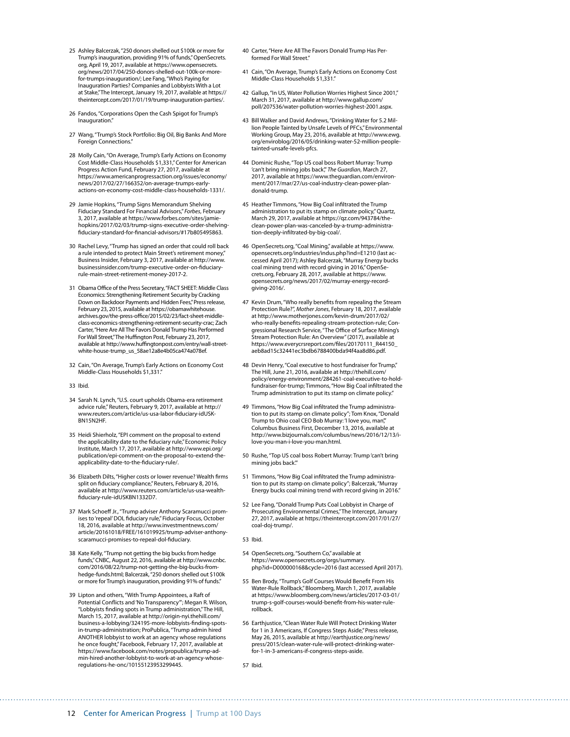25 Ashley Balcerzak, "250 donors shelled out $100k or more for Trump's inauguration, providing 91% of funds," OpenSecrets.org, April 19, 2017, available at https://www.opensecrets.org/news/2017/04/250-donors-shelled-out-100k-or-more-for-trumps-inauguration/; Lee Fang, "Who's Paying for Inauguration Parties? Companies and Lobbyists With a Lot at Stake," The Intercept, January 19, 2017, available at https://theintercept.com/2017/01/19/trump-inauguration-parties/.

26 Fandos, "Corporations Open the Cash Spigot for Trump's Inauguration."

27 Wang, "Trump's Stock Portfolio: Big Oil, Big Banks And More Foreign Connections."

28 Molly Cain, "On Average, Trump's Early Actions on Economy Cost Middle-Class Households $1,331," Center for American Progress Action Fund, February 27, 2017, available at https://www.americanprogressaction.org/issues/economy/news/2017/02/27/166352/on-average-trumps-early-actions-on-economy-cost-middle-class-households-1331/.

29 Jamie Hopkins, "Trump Signs Memorandum Shelving Fiduciary Standard For Financial Advisors," *Forbes*, February 3, 2017, available at https://www.forbes.com/sites/jamiehopkins/2017/02/03/trump-signs-executive-order-shelving-fiduciary-standard-for-financial-advisors/#17b805495863.

30 Rachel Levy, "Trump has signed an order that could roll back a rule intended to protect Main Street's retirement money," Business Insider, February 3, 2017, available at http://www.businessinsider.com/trump-executive-order-on-fiduciary-rule-main-street-retirement-money-2017-2.

31 Obama Office of the Press Secretary, "FACT SHEET: Middle Class Economics: Strengthening Retirement Security by Cracking Down on Backdoor Payments and Hidden Fees," Press release, February 23, 2015, available at https://obamawhitehouse.archives.gov/the-press-office/2015/02/23/fact-sheet-middle-class-economics-strengthening-retirement-security-crac; Zach Carter, "Here Are All The Favors Donald Trump Has Performed For Wall Street," The Huffington Post, February 23, 2017, available at http://www.huffingtonpost.com/entry/wall-street-white-house-trump_us_58ae12a8e4b05ca474a078ef.

32 Cain, "On Average, Trump's Early Actions on Economy Cost Middle-Class Households $1,331."

33 Ibid.

34 Sarah N. Lynch, "U.S. court upholds Obama-era retirement advice rule," Reuters, February 9, 2017, available at http://www.reuters.com/article/us-usa-labor-fiduciary-idUSKBN15N2HF.

35 Heidi Shierholz, "EPI comment on the proposal to extend the applicability date to the fiduciary rule," Economic Policy Institute, March 17, 2017, available at http://www.epi.org/publication/epi-comment-on-the-proposal-to-extend-the-applicability-date-to-the-fiduciary-rule/.

36 Elizabeth Dilts, "Higher costs or lower revenue? Wealth firms split on fiduciary compliance," Reuters, February 8, 2016, available at http://www.reuters.com/article/us-usa-wealth-fiduciary-rule-idUSKBN1332D7.

37 Mark Schoeff Jr., "Trump adviser Anthony Scaramucci promises to 'repeal' DOL fiduciary rule," Fiduciary Focus, October 18, 2016, available at http://www.investmentnews.com/article/20161018/FREE/161019925/trump-adviser-anthony-scaramucci-promises-to-repeal-dol-fiduciary.

38 Kate Kelly, "Trump not getting the big bucks from hedge funds," CNBC, August 22, 2016, available at http://www.cnbc.com/2016/08/22/trump-not-getting-the-big-bucks-from-hedge-funds.html; Balcerzak, "250 donors shelled out $100k or more for Trump's inauguration, providing 91% of funds."

39 Lipton and others, "With Trump Appointees, a Raft of Potential Conflicts and 'No Transparency'"; Megan R. Wilson, "Lobbyists finding spots in Trump administration," The Hill, March 15, 2017, available at http://origin-nyi.thehill.com/business-a-lobbying/324195-more-lobbyists-finding-spots-in-trump-administration; ProPublica, "Trump admin hired ANOTHER lobbyist to work at an agency whose regulations he once fought," Facebook, February 17, 2017, available at https://www.facebook.com/notes/propublica/trump-admin-hired-another-lobbyist-to-work-at-an-agency-whose-regulations-he-onc/10155123953299445.

40 Carter, "Here Are All The Favors Donald Trump Has Performed For Wall Street."

41 Cain, "On Average, Trump's Early Actions on Economy Cost Middle-Class Households $1,331."

42 Gallup, "In US, Water Pollution Worries Highest Since 2001," March 31, 2017, available at http://www.gallup.com/poll/207536/water-pollution-worries-highest-2001.aspx.

43 Bill Walker and David Andrews, "Drinking Water for 5.2 Million People Tainted by Unsafe Levels of PFCs," Environmental Working Group, May 23, 2016, available at http://www.ewg.org/enviroblog/2016/05/drinking-water-52-million-people-tainted-unsafe-levels-pfcs.

44 Dominic Rushe, "Top US coal boss Robert Murray: Trump 'can't bring mining jobs back'," *The Guardian*, March 27, 2017, available at https://www.theguardian.com/environment/2017/mar/27/us-coal-industry-clean-power-plan-donald-trump.

45 Heather Timmons, "How Big Coal infiltrated the Trump administration to put its stamp on climate policy," Quartz, March 29, 2017, available at https://qz.com/943784/the-clean-power-plan-was-canceled-by-a-trump-administration-deeply-infiltrated-by-big-coal/.

46 OpenSecrets.org, "Coal Mining," available at https://www.opensecrets.org/industries/indus.php?ind=E1210 (last accessed April 2017); Ashley Balcerzak, "Murray Energy bucks coal mining trend with record giving in 2016," OpenSecrets.org, February 28, 2017, available at https://www.opensecrets.org/news/2017/02/murray-energy-record-giving-2016/.

47 Kevin Drum, "Who really benefits from repealing the Stream Protection Rule?", *Mother Jones*, February 18, 2017, available at http://www.motherjones.com/kevin-drum/2017/02/who-really-benefits-repealing-stream-protection-rule; Congressional Research Service, "The Office of Surface Mining's Stream Protection Rule: An Overview" (2017), available at https://www.everycrsreport.com/files/20170111_R44150_aeb8ad15c32441ec3bdb6788400bda94f4aa8d86.pdf.

48 Devin Henry, "Coal executive to host fundraiser for Trump," The Hill, June 21, 2016, available at http://thehill.com/policy/energy-environment/284261-coal-executive-to-hold-fundraiser-for-trump; Timmons, "How Big Coal infiltrated the Trump administration to put its stamp on climate policy."

49 Timmons, "How Big Coal infiltrated the Trump administration to put its stamp on climate policy"; Tom Knox, "Donald Trump to Ohio coal CEO Bob Murray: 'I love you, man'," Columbus Business First, December 13, 2016, available at http://www.bizjournals.com/columbus/news/2016/12/13/i-love-you-man-i-love-you-man.html.

50 Rushe, "Top US coal boss Robert Murray: Trump 'can't bring mining jobs back'."

51 Timmons, "How Big Coal infiltrated the Trump administration to put its stamp on climate policy"; Balcerzak, "Murray Energy bucks coal mining trend with record giving in 2016."

52 Lee Fang, "Donald Trump Puts Coal Lobbyist in Charge of Prosecuting Environmental Crimes," The Intercept, January 27, 2017, available at https://theintercept.com/2017/01/27/coal-doj-trump/.

53 Ibid.

54 OpenSecrets.org, "Southern Co," available at https://www.opensecrets.org/orgs/summary.php?id=D000000168&cycle=2016 (last accessed April 2017).

55 Ben Brody, "Trump's Golf Courses Would Benefit From His Water-Rule Rollback," Bloomberg, March 1, 2017, available at https://www.bloomberg.com/news/articles/2017-03-01/trump-s-golf-courses-would-benefit-from-his-water-rule-rollback.

56 Earthjustice, "Clean Water Rule Will Protect Drinking Water for 1 in 3 Americans, If Congress Steps Aside," Press release, May 26, 2015, available at http://earthjustice.org/news/press/2015/clean-water-rule-will-protect-drinking-water-for-1-in-3-americans-if-congress-steps-aside.

57 Ibid.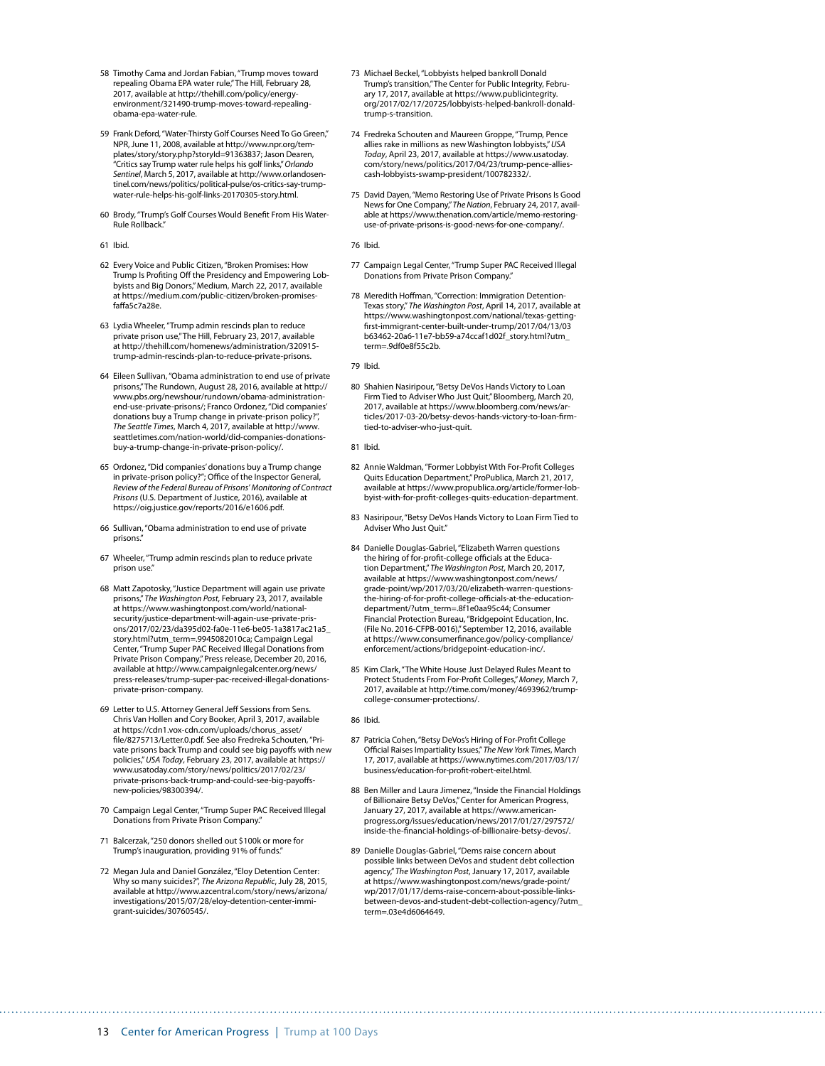58 Timothy Cama and Jordan Fabian, "Trump moves toward repealing Obama EPA water rule," The Hill, February 28, 2017, available at http://thehill.com/policy/energy-environment/321490-trump-moves-toward-repealing-obama-epa-water-rule.

59 Frank Deford, "Water-Thirsty Golf Courses Need To Go Green," NPR, June 11, 2008, available at http://www.npr.org/templates/story/story.php?storyId=91363837; Jason Dearen, "Critics say Trump water rule helps his golf links," *Orlando Sentinel*, March 5, 2017, available at http://www.orlandosentinel.com/news/politics/political-pulse/os-critics-say-trump-water-rule-helps-his-golf-links-20170305-story.html.

60 Brody, "Trump's Golf Courses Would Benefit From His Water-Rule Rollback."

61 Ibid.

62 Every Voice and Public Citizen, "Broken Promises: How Trump Is Profiting Off the Presidency and Empowering Lobbyists and Big Donors," Medium, March 22, 2017, available at https://medium.com/public-citizen/broken-promises-faffa5c7a28e.

63 Lydia Wheeler, "Trump admin rescinds plan to reduce private prison use," The Hill, February 23, 2017, available at http://thehill.com/homenews/administration/320915-trump-admin-rescinds-plan-to-reduce-private-prisons.

64 Eileen Sullivan, "Obama administration to end use of private prisons," The Rundown, August 28, 2016, available at http://www.pbs.org/newshour/rundown/obama-administration-end-use-private-prisons/; Franco Ordonez, "Did companies' donations buy a Trump change in private-prison policy?", *The Seattle Times*, March 4, 2017, available at http://www.seattletimes.com/nation-world/did-companies-donations-buy-a-trump-change-in-private-prison-policy/.

65 Ordonez, "Did companies' donations buy a Trump change in private-prison policy?"; Office of the Inspector General, *Review of the Federal Bureau of Prisons' Monitoring of Contract Prisons* (U.S. Department of Justice, 2016), available at https://oig.justice.gov/reports/2016/e1606.pdf.

66 Sullivan, "Obama administration to end use of private prisons."

67 Wheeler, "Trump admin rescinds plan to reduce private prison use."

68 Matt Zapotosky, "Justice Department will again use private prisons," *The Washington Post*, February 23, 2017, available at https://www.washingtonpost.com/world/national-security/justice-department-will-again-use-private-prisons/2017/02/23/da395d02-fa0e-11e6-be05-1a3817ac21a5_story.html?utm_term=.9945082010ca; Campaign Legal Center, "Trump Super PAC Received Illegal Donations from Private Prison Company," Press release, December 20, 2016, available at http://www.campaignlegalcenter.org/news/press-releases/trump-super-pac-received-illegal-donations-private-prison-company.

69 Letter to U.S. Attorney General Jeff Sessions from Sens. Chris Van Hollen and Cory Booker, April 3, 2017, available at https://cdn1.vox-cdn.com/uploads/chorus_asset/file/8275713/Letter.0.pdf. See also Fredreka Schouten, "Private prisons back Trump and could see big payoffs with new policies," *USA Today*, February 23, 2017, available at https://www.usatoday.com/story/news/politics/2017/02/23/private-prisons-back-trump-and-could-see-big-payoffs-new-policies/98300394/.

70 Campaign Legal Center, "Trump Super PAC Received Illegal Donations from Private Prison Company."

71 Balcerzak, "250 donors shelled out $100k or more for Trump's inauguration, providing 91% of funds."

72 Megan Jula and Daniel González, "Eloy Detention Center: Why so many suicides?", *The Arizona Republic*, July 28, 2015, available at http://www.azcentral.com/story/news/arizona/investigations/2015/07/28/eloy-detention-center-immigrant-suicides/30760545/.

73 Michael Beckel, "Lobbyists helped bankroll Donald Trump's transition," The Center for Public Integrity, February 17, 2017, available at https://www.publicintegrity.org/2017/02/17/20725/lobbyists-helped-bankroll-donald-trump-s-transition.

74 Fredreka Schouten and Maureen Groppe, "Trump, Pence allies rake in millions as new Washington lobbyists," *USA Today*, April 23, 2017, available at https://www.usatoday.com/story/news/politics/2017/04/23/trump-pence-allies-cash-lobbyists-swamp-president/100782332/.

75 David Dayen, "Memo Restoring Use of Private Prisons Is Good News for One Company," *The Nation*, February 24, 2017, available at https://www.thenation.com/article/memo-restoring-use-of-private-prisons-is-good-news-for-one-company/.

76 Ibid.

77 Campaign Legal Center, "Trump Super PAC Received Illegal Donations from Private Prison Company."

78 Meredith Hoffman, "Correction: Immigration Detention-Texas story," *The Washington Post*, April 14, 2017, available at https://www.washingtonpost.com/national/texas-getting-first-immigrant-center-built-under-trump/2017/04/13/03b63462-20a6-11e7-bb59-a74ccaf1d02f_story.html?utm_term=.9df0e8f55c2b.

79 Ibid.

80 Shahien Nasiripour, "Betsy DeVos Hands Victory to Loan Firm Tied to Adviser Who Just Quit," Bloomberg, March 20, 2017, available at https://www.bloomberg.com/news/articles/2017-03-20/betsy-devos-hands-victory-to-loan-firm-tied-to-adviser-who-just-quit.

81 Ibid.

82 Annie Waldman, "Former Lobbyist With For-Profit Colleges Quits Education Department," ProPublica, March 21, 2017, available at https://www.propublica.org/article/former-lobbyist-with-for-profit-colleges-quits-education-department.

83 Nasiripour, "Betsy DeVos Hands Victory to Loan Firm Tied to Adviser Who Just Quit."

84 Danielle Douglas-Gabriel, "Elizabeth Warren questions the hiring of for-profit-college officials at the Education Department," *The Washington Post*, March 20, 2017, available at https://www.washingtonpost.com/news/grade-point/wp/2017/03/20/elizabeth-warren-questions-the-hiring-of-for-profit-college-officials-at-the-education-department/?utm_term=.8f1e0aa95c44; Consumer Financial Protection Bureau, "Bridgepoint Education, Inc. (File No. 2016-CFPB-0016)," September 12, 2016, available at https://www.consumerfinance.gov/policy-compliance/enforcement/actions/bridgepoint-education-inc/.

85 Kim Clark, "The White House Just Delayed Rules Meant to Protect Students From For-Profit Colleges," *Money*, March 7, 2017, available at http://time.com/money/4693962/trump-college-consumer-protections/.

86 Ibid.

87 Patricia Cohen, "Betsy DeVos's Hiring of For-Profit College Official Raises Impartiality Issues," *The New York Times*, March 17, 2017, available at https://www.nytimes.com/2017/03/17/business/education-for-profit-robert-eitel.html.

88 Ben Miller and Laura Jimenez, "Inside the Financial Holdings of Billionaire Betsy DeVos," Center for American Progress, January 27, 2017, available at https://www.americanprogress.org/issues/education/news/2017/01/27/297572/inside-the-financial-holdings-of-billionaire-betsy-devos/.

89 Danielle Douglas-Gabriel, "Dems raise concern about possible links between DeVos and student debt collection agency," *The Washington Post*, January 17, 2017, available at https://www.washingtonpost.com/news/grade-point/wp/2017/01/17/dems-raise-concern-about-possible-links-between-devos-and-student-debt-collection-agency/?utm_term=.03e4d6064649.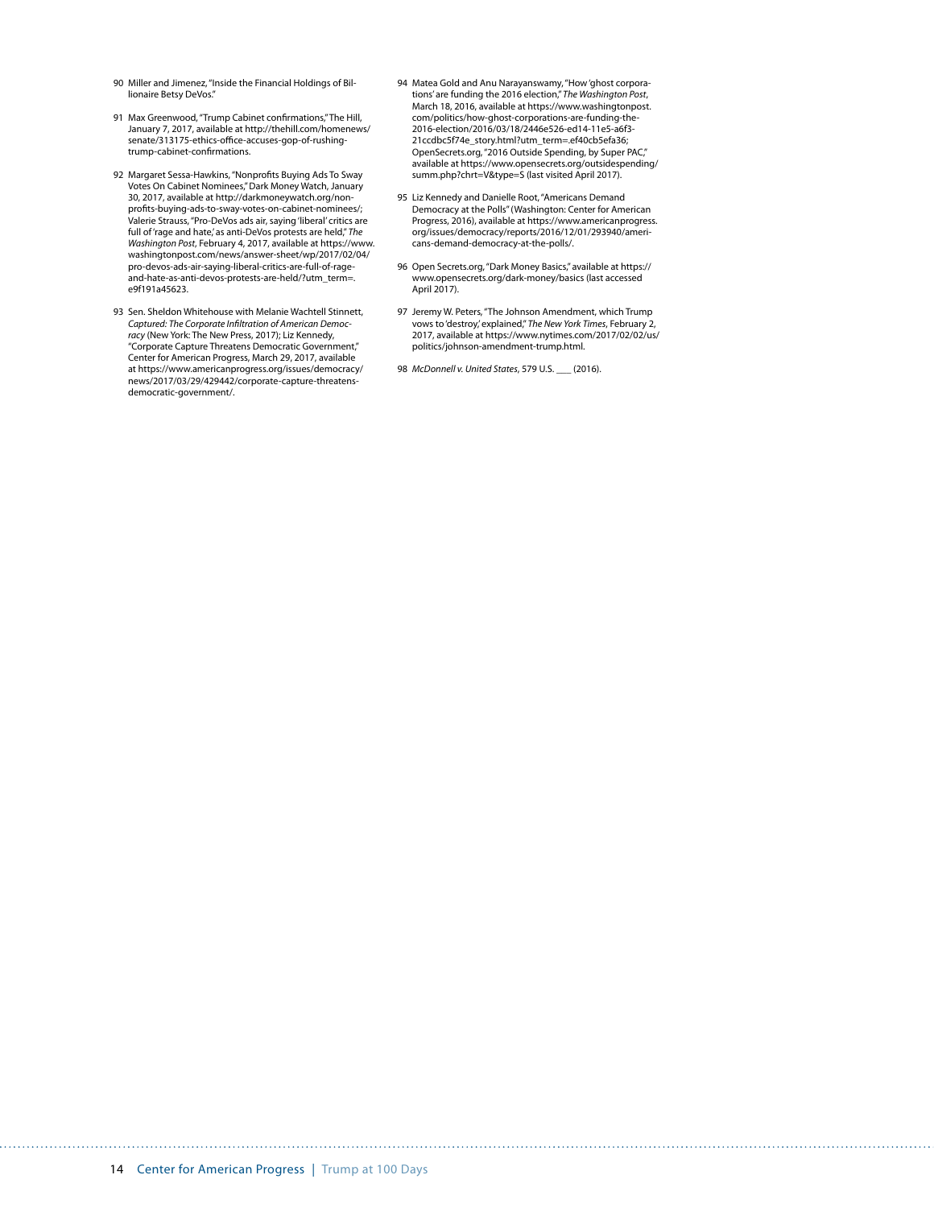90 Miller and Jimenez, "Inside the Financial Holdings of Billionaire Betsy DeVos."

91 Max Greenwood, "Trump Cabinet confirmations," The Hill, January 7, 2017, available at http://thehill.com/homenews/senate/313175-ethics-office-accuses-gop-of-rushing-trump-cabinet-confirmations.

92 Margaret Sessa-Hawkins, "Nonprofits Buying Ads To Sway Votes On Cabinet Nominees," Dark Money Watch, January 30, 2017, available at http://darkmoneywatch.org/non-profits-buying-ads-to-sway-votes-on-cabinet-nominees/; Valerie Strauss, "Pro-DeVos ads air, saying 'liberal' critics are full of 'rage and hate,' as anti-DeVos protests are held," *The Washington Post*, February 4, 2017, available at https://www.washingtonpost.com/news/answer-sheet/wp/2017/02/04/pro-devos-ads-air-saying-liberal-critics-are-full-of-rage-and-hate-as-anti-devos-protests-are-held/?utm_term=.e9f191a45623.

93 Sen. Sheldon Whitehouse with Melanie Wachtell Stinnett, *Captured: The Corporate Infiltration of American Democracy* (New York: The New Press, 2017); Liz Kennedy, "Corporate Capture Threatens Democratic Government," Center for American Progress, March 29, 2017, available at https://www.americanprogress.org/issues/democracy/news/2017/03/29/429442/corporate-capture-threatens-democratic-government/.

94 Matea Gold and Anu Narayanswamy, "How 'ghost corporations' are funding the 2016 election," *The Washington Post*, March 18, 2016, available at https://www.washingtonpost.com/politics/how-ghost-corporations-are-funding-the-2016-election/2016/03/18/2446e526-ed14-11e5-a6f3-21ccdbc5f74e_story.html?utm_term=.ef40cb5efa36; OpenSecrets.org, "2016 Outside Spending, by Super PAC," available at https://www.opensecrets.org/outsidespending/summ.php?chrt=V&type=S (last visited April 2017).

95 Liz Kennedy and Danielle Root, "Americans Demand Democracy at the Polls" (Washington: Center for American Progress, 2016), available at https://www.americanprogress.org/issues/democracy/reports/2016/12/01/293940/americans-demand-democracy-at-the-polls/.

96 Open Secrets.org, "Dark Money Basics," available at https://www.opensecrets.org/dark-money/basics (last accessed April 2017).

97 Jeremy W. Peters, "The Johnson Amendment, which Trump vows to 'destroy,' explained," *The New York Times*, February 2, 2017, available at https://www.nytimes.com/2017/02/02/us/politics/johnson-amendment-trump.html.

98 *McDonnell v. United States*, 579 U.S. ___ (2016).